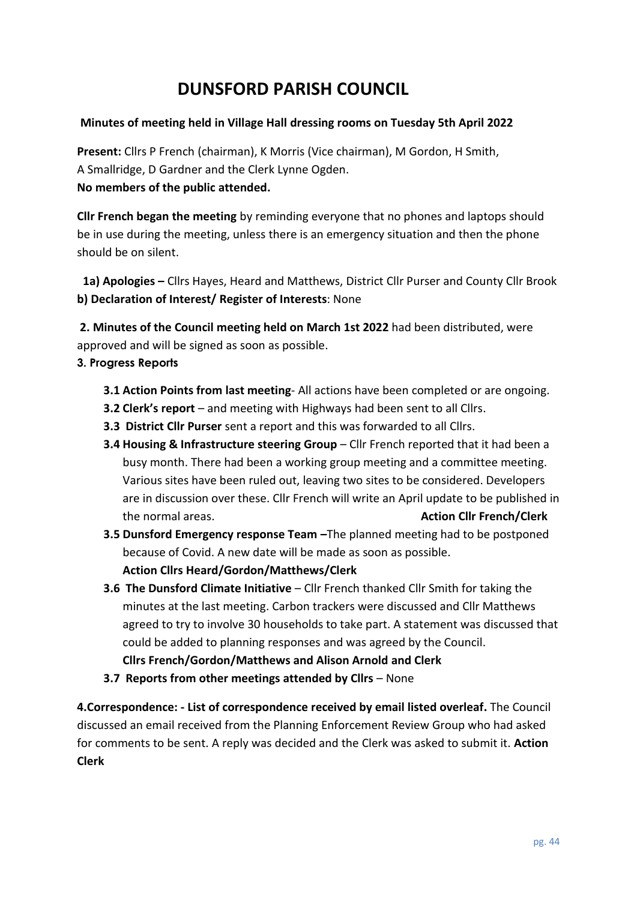# DUNSFORD PARISH COUNCIL

**Minutes of meeting held in Village Hall dressing rooms on Tuesday 5th April 2022**

**Present:** Cllrs P French (chairman), K Morris (Vice chairman), M Gordon, H Smith, A Smallridge, D Gardner and the Clerk Lynne Ogden.
**No members of the public attended.**

**Cllr French began the meeting** by reminding everyone that no phones and laptops should be in use during the meeting, unless there is an emergency situation and then the phone should be on silent.

**1a) Apologies –** Cllrs Hayes, Heard and Matthews, District Cllr Purser and County Cllr Brook
**b) Declaration of Interest/ Register of Interests**: None

**2. Minutes of the Council meeting held on March 1st 2022** had been distributed, were approved and will be signed as soon as possible.

**3. Progress Reports**

- **3.1 Action Points from last meeting**- All actions have been completed or are ongoing.
- **3.2 Clerk's report** – and meeting with Highways had been sent to all Cllrs.
- **3.3 District Cllr Purser** sent a report and this was forwarded to all Cllrs.
- **3.4 Housing & Infrastructure steering Group** – Cllr French reported that it had been a busy month. There had been a working group meeting and a committee meeting. Various sites have been ruled out, leaving two sites to be considered. Developers are in discussion over these. Cllr French will write an April update to be published in the normal areas. **Action Cllr French/Clerk**
- **3.5 Dunsford Emergency response Team –**The planned meeting had to be postponed because of Covid. A new date will be made as soon as possible.
  **Action Cllrs Heard/Gordon/Matthews/Clerk**
- **3.6 The Dunsford Climate Initiative** – Cllr French thanked Cllr Smith for taking the minutes at the last meeting. Carbon trackers were discussed and Cllr Matthews agreed to try to involve 30 households to take part. A statement was discussed that could be added to planning responses and was agreed by the Council.
  **Cllrs French/Gordon/Matthews and Alison Arnold and Clerk**
- **3.7 Reports from other meetings attended by Cllrs** – None

**4.Correspondence: - List of correspondence received by email listed overleaf.** The Council discussed an email received from the Planning Enforcement Review Group who had asked for comments to be sent. A reply was decided and the Clerk was asked to submit it. **Action Clerk**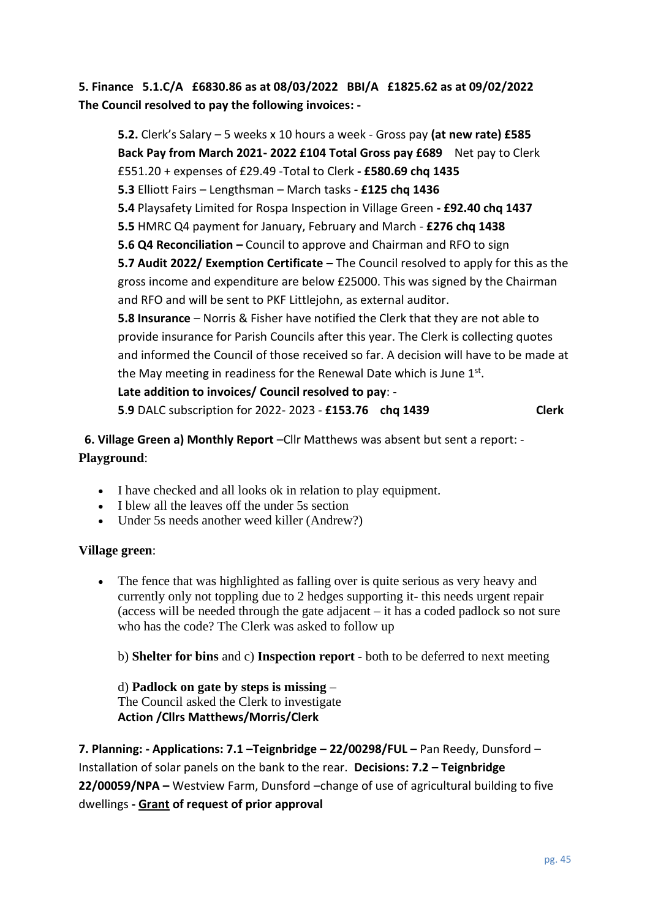**5. Finance 5.1.C/A £6830.86 as at 08/03/2022 BBI/A £1825.62 as at 09/02/2022**
**The Council resolved to pay the following invoices: -**

**5.2.** Clerk's Salary – 5 weeks x 10 hours a week - Gross pay **(at new rate) £585**
**Back Pay from March 2021- 2022 £104 Total Gross pay £689** Net pay to Clerk £551.20 + expenses of £29.49 -Total to Clerk **- £580.69 chq 1435**
**5.3** Elliott Fairs – Lengthsman – March tasks **- £125 chq 1436**
**5.4** Playsafety Limited for Rospa Inspection in Village Green **- £92.40 chq 1437**
**5.5** HMRC Q4 payment for January, February and March - **£276 chq 1438**
**5.6 Q4 Reconciliation –** Council to approve and Chairman and RFO to sign
**5.7 Audit 2022/ Exemption Certificate –** The Council resolved to apply for this as the gross income and expenditure are below £25000. This was signed by the Chairman and RFO and will be sent to PKF Littlejohn, as external auditor.
**5.8 Insurance** – Norris & Fisher have notified the Clerk that they are not able to provide insurance for Parish Councils after this year. The Clerk is collecting quotes and informed the Council of those received so far. A decision will have to be made at the May meeting in readiness for the Renewal Date which is June 1st.
**Late addition to invoices/ Council resolved to pay**: -
**5**.**9** DALC subscription for 2022- 2023 - **£153.76 chq 1439** **Clerk**

**6. Village Green a) Monthly Report** –Cllr Matthews was absent but sent a report: -
**Playground**:

- I have checked and all looks ok in relation to play equipment.
- I blew all the leaves off the under 5s section
- Under 5s needs another weed killer (Andrew?)

**Village green**:

- The fence that was highlighted as falling over is quite serious as very heavy and currently only not toppling due to 2 hedges supporting it- this needs urgent repair (access will be needed through the gate adjacent – it has a coded padlock so not sure who has the code? The Clerk was asked to follow up

b) **Shelter for bins** and c) **Inspection report** - both to be deferred to next meeting

d) **Padlock on gate by steps is missing** –
The Council asked the Clerk to investigate
**Action /Cllrs Matthews/Morris/Clerk**

**7. Planning: - Applications: 7.1 –Teignbridge – 22/00298/FUL –** Pan Reedy, Dunsford – Installation of solar panels on the bank to the rear. **Decisions: 7.2 – Teignbridge 22/00059/NPA –** Westview Farm, Dunsford –change of use of agricultural building to five dwellings **- Grant of request of prior approval**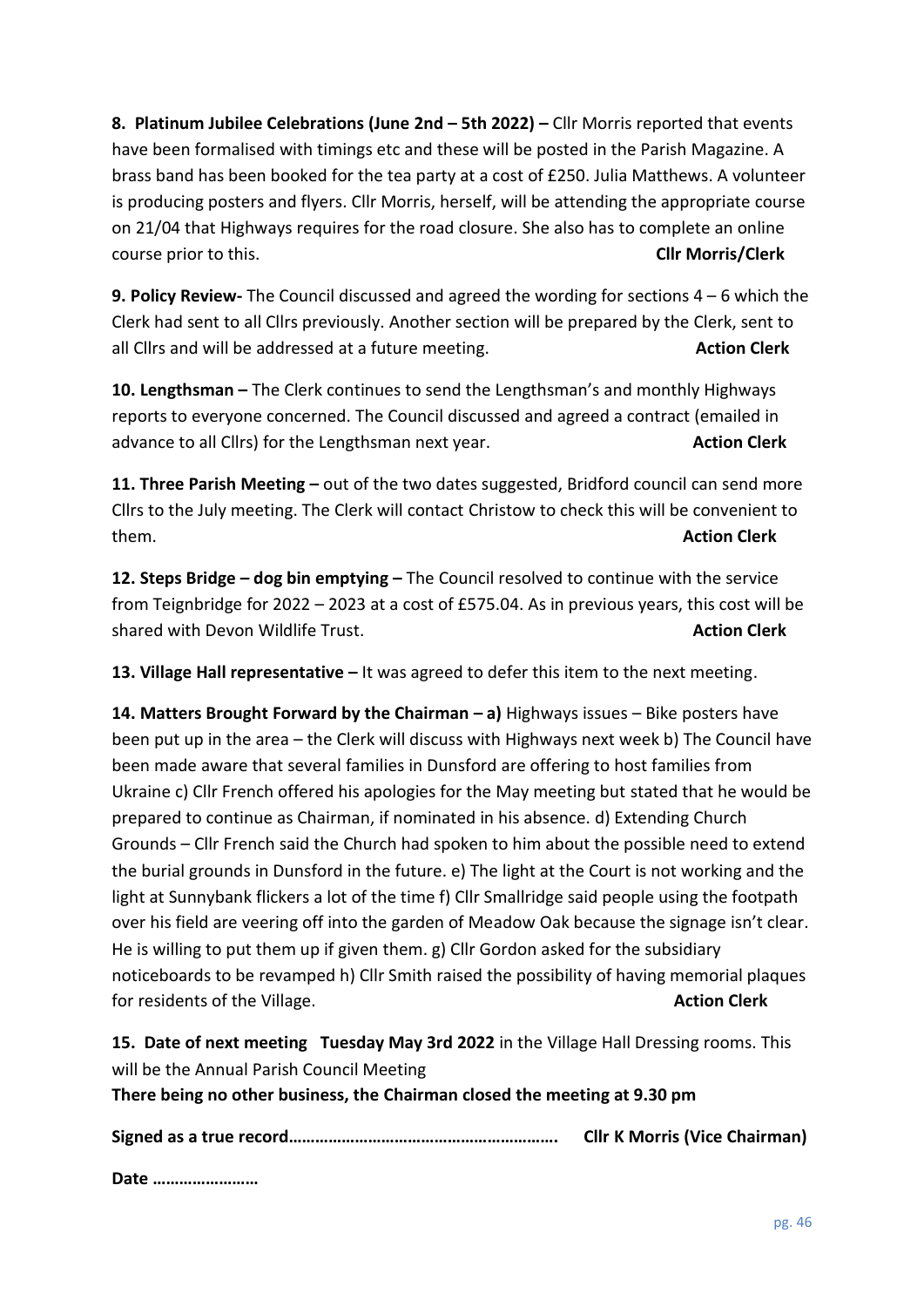**8. Platinum Jubilee Celebrations (June 2nd – 5th 2022) –** Cllr Morris reported that events have been formalised with timings etc and these will be posted in the Parish Magazine. A brass band has been booked for the tea party at a cost of £250. Julia Matthews. A volunteer is producing posters and flyers. Cllr Morris, herself, will be attending the appropriate course on 21/04 that Highways requires for the road closure. She also has to complete an online course prior to this. **Cllr Morris/Clerk**

**9. Policy Review-** The Council discussed and agreed the wording for sections 4 – 6 which the Clerk had sent to all Cllrs previously. Another section will be prepared by the Clerk, sent to all Cllrs and will be addressed at a future meeting. **Action Clerk**

**10. Lengthsman –** The Clerk continues to send the Lengthsman's and monthly Highways reports to everyone concerned. The Council discussed and agreed a contract (emailed in advance to all Cllrs) for the Lengthsman next year. **Action Clerk**

**11. Three Parish Meeting –** out of the two dates suggested, Bridford council can send more Cllrs to the July meeting. The Clerk will contact Christow to check this will be convenient to them. **Action Clerk**

**12. Steps Bridge – dog bin emptying –** The Council resolved to continue with the service from Teignbridge for 2022 – 2023 at a cost of £575.04. As in previous years, this cost will be shared with Devon Wildlife Trust. **Action Clerk**

**13. Village Hall representative –** It was agreed to defer this item to the next meeting.

**14. Matters Brought Forward by the Chairman – a)** Highways issues – Bike posters have been put up in the area – the Clerk will discuss with Highways next week b) The Council have been made aware that several families in Dunsford are offering to host families from Ukraine c) Cllr French offered his apologies for the May meeting but stated that he would be prepared to continue as Chairman, if nominated in his absence. d) Extending Church Grounds – Cllr French said the Church had spoken to him about the possible need to extend the burial grounds in Dunsford in the future. e) The light at the Court is not working and the light at Sunnybank flickers a lot of the time f) Cllr Smallridge said people using the footpath over his field are veering off into the garden of Meadow Oak because the signage isn't clear. He is willing to put them up if given them. g) Cllr Gordon asked for the subsidiary noticeboards to be revamped h) Cllr Smith raised the possibility of having memorial plaques for residents of the Village. **Action Clerk**

**15. Date of next meeting Tuesday May 3rd 2022** in the Village Hall Dressing rooms. This will be the Annual Parish Council Meeting

**There being no other business, the Chairman closed the meeting at 9.30 pm**

**Signed as a true record…………………………………………………. Cllr K Morris (Vice Chairman)**

**Date ……………………**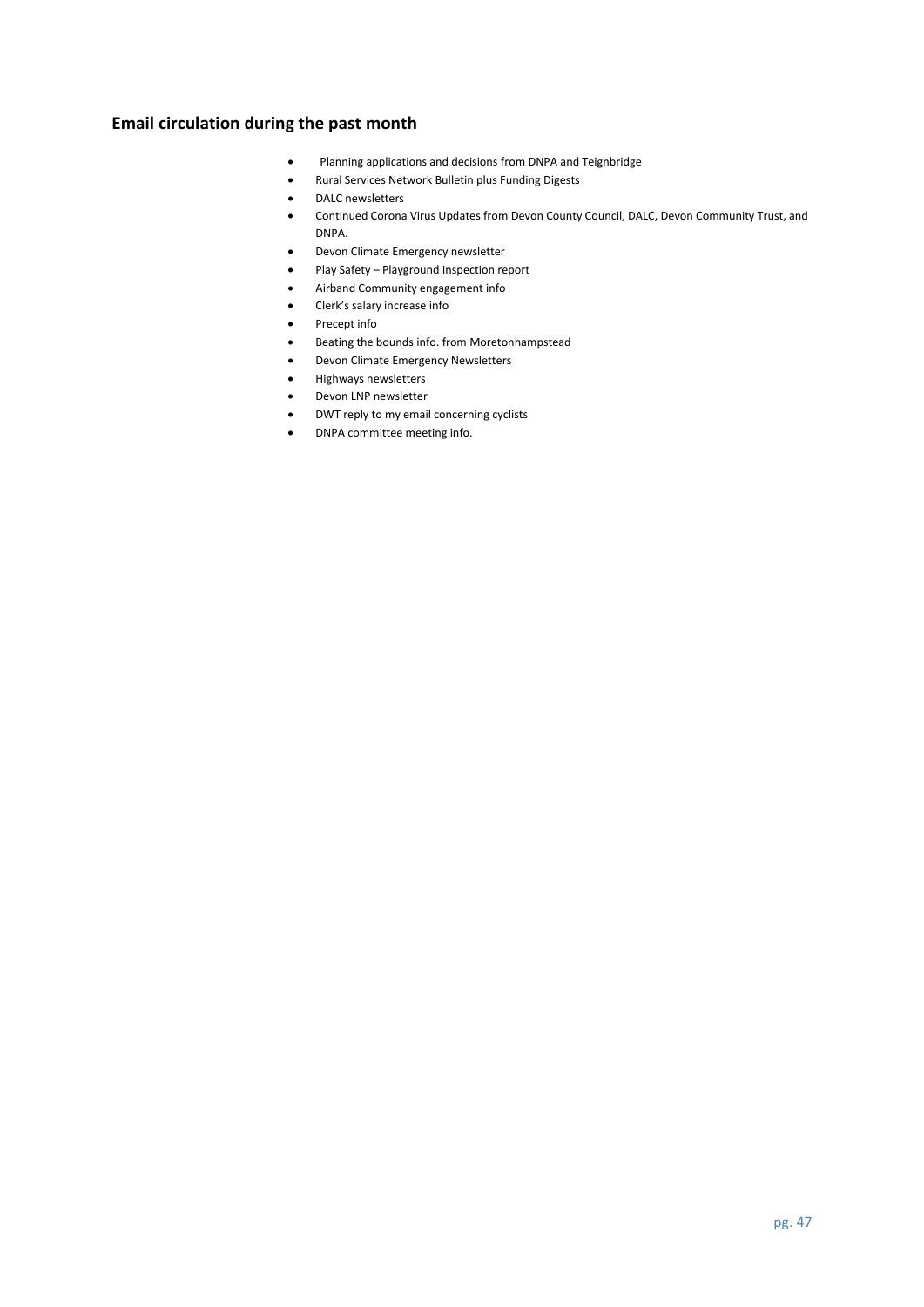## Email circulation during the past month

- Planning applications and decisions from DNPA and Teignbridge
- Rural Services Network Bulletin plus Funding Digests
- DALC newsletters
- Continued Corona Virus Updates from Devon County Council, DALC, Devon Community Trust, and DNPA.
- Devon Climate Emergency newsletter
- Play Safety – Playground Inspection report
- Airband Community engagement info
- Clerk's salary increase info
- Precept info
- Beating the bounds info. from Moretonhampstead
- Devon Climate Emergency Newsletters
- Highways newsletters
- Devon LNP newsletter
- DWT reply to my email concerning cyclists
- DNPA committee meeting info.